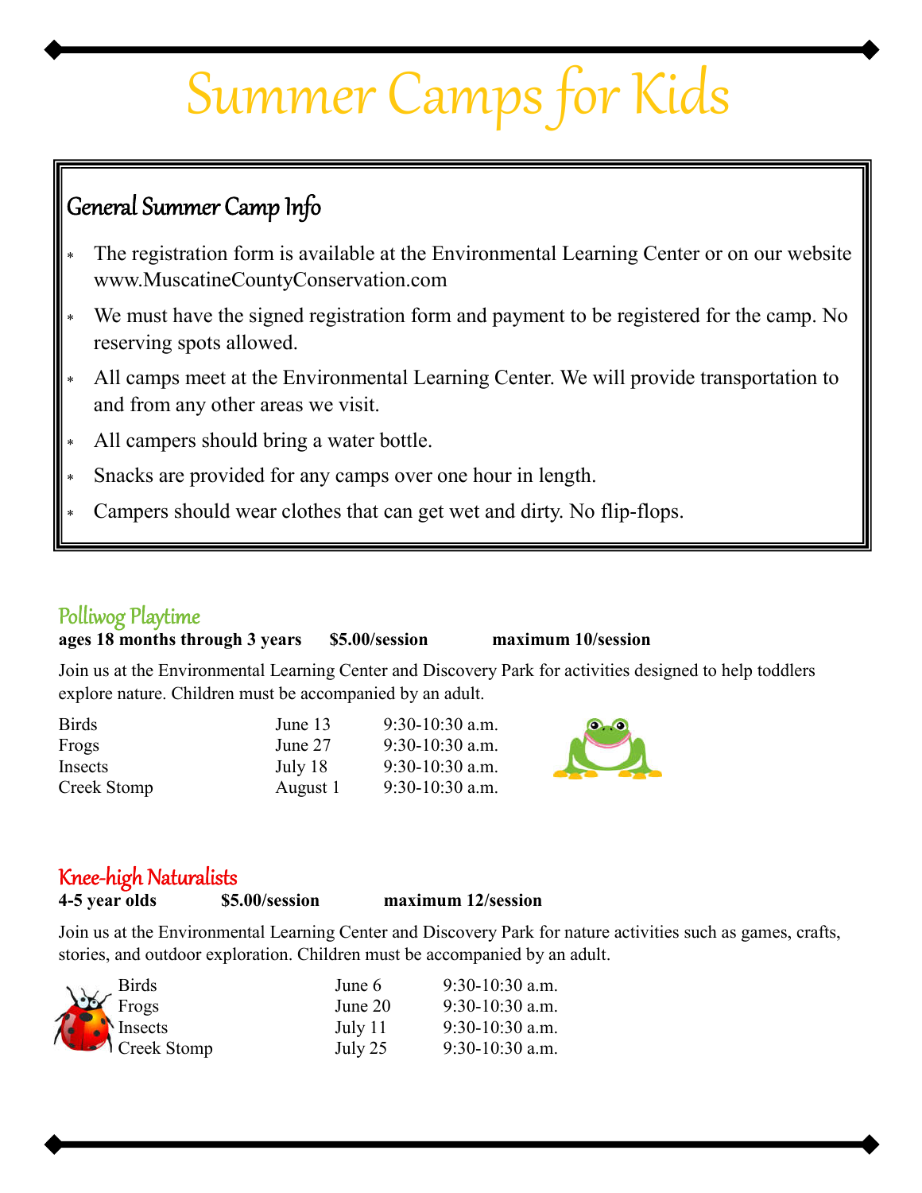# Summer Camps for Kids

## General Summer Camp Info

- The registration form is available at the Environmental Learning Center or on our website www.MuscatineCountyConservation.com
- We must have the signed registration form and payment to be registered for the camp. No reserving spots allowed.
- All camps meet at the Environmental Learning Center. We will provide transportation to and from any other areas we visit.
- All campers should bring a water bottle.
- Snacks are provided for any camps over one hour in length.
- Campers should wear clothes that can get wet and dirty. No flip-flops.

## Polliwog Playtime

**ages 18 months through 3 years** **$5.00/session** **maximum 10/session**

Join us at the Environmental Learning Center and Discovery Park for activities designed to help toddlers explore nature. Children must be accompanied by an adult.

| | | |
|---|---|---|
| Birds | June 13 | 9:30-10:30 a.m. |
| Frogs | June 27 | 9:30-10:30 a.m. |
| Insects | July 18 | 9:30-10:30 a.m. |
| Creek Stomp | August 1 | 9:30-10:30 a.m. |

## Knee-high Naturalists

**4-5 year olds** **$5.00/session** **maximum 12/session**

Join us at the Environmental Learning Center and Discovery Park for nature activities such as games, crafts, stories, and outdoor exploration. Children must be accompanied by an adult.

| | | |
|---|---|---|
| Birds | June 6 | 9:30-10:30 a.m. |
| Frogs | June 20 | 9:30-10:30 a.m. |
| Insects | July 11 | 9:30-10:30 a.m. |
| Creek Stomp | July 25 | 9:30-10:30 a.m. |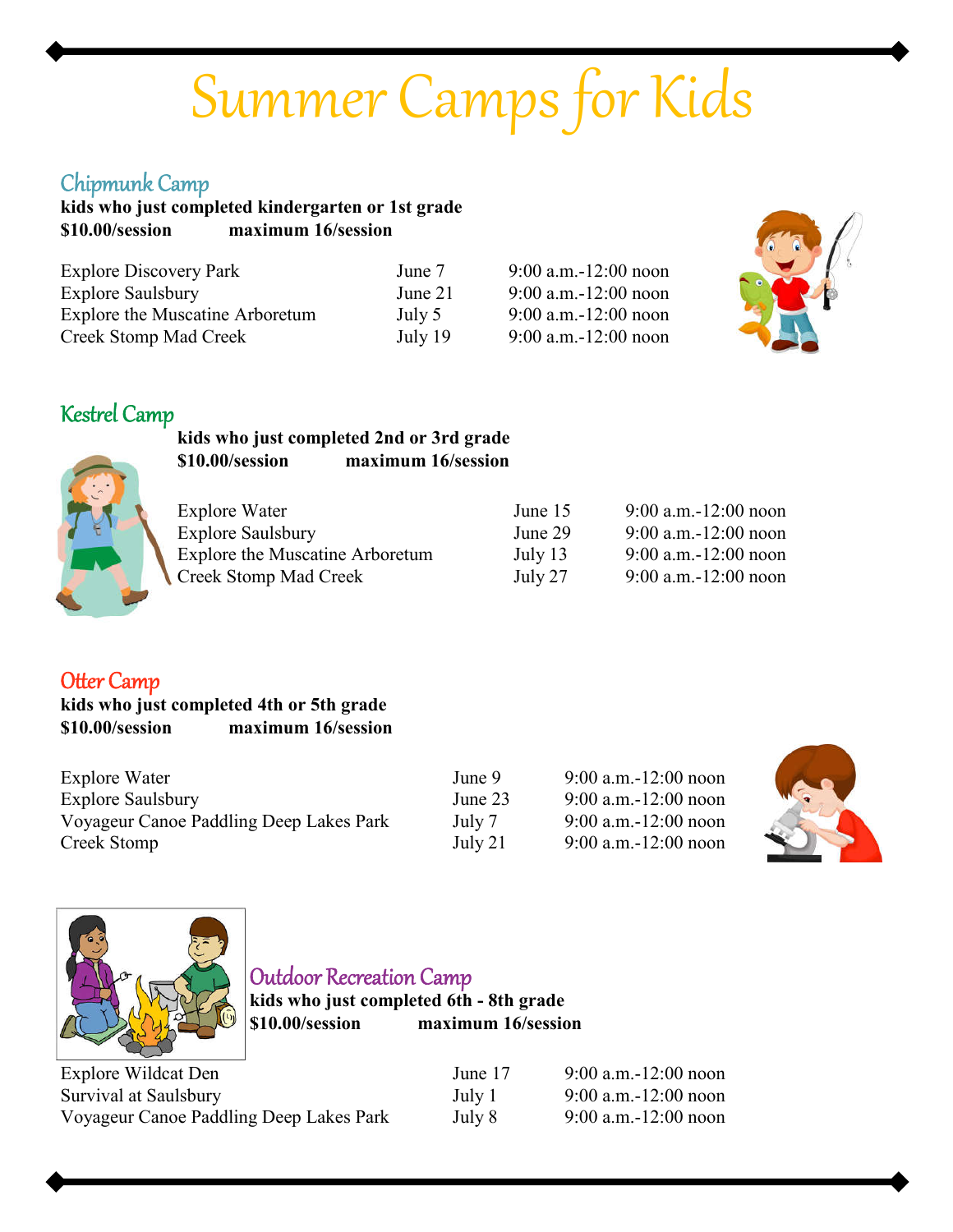# Summer Camps for Kids

## Chipmunk Camp

**kids who just completed kindergarten or 1st grade**
**$10.00/session maximum 16/session**

| | | |
|---|---|---|
| Explore Discovery Park | June 7 | 9:00 a.m.-12:00 noon |
| Explore Saulsbury | June 21 | 9:00 a.m.-12:00 noon |
| Explore the Muscatine Arboretum | July 5 | 9:00 a.m.-12:00 noon |
| Creek Stomp Mad Creek | July 19 | 9:00 a.m.-12:00 noon |

## Kestrel Camp

**kids who just completed 2nd or 3rd grade**
**$10.00/session maximum 16/session**

| | | |
|---|---|---|
| Explore Water | June 15 | 9:00 a.m.-12:00 noon |
| Explore Saulsbury | June 29 | 9:00 a.m.-12:00 noon |
| Explore the Muscatine Arboretum | July 13 | 9:00 a.m.-12:00 noon |
| Creek Stomp Mad Creek | July 27 | 9:00 a.m.-12:00 noon |

## Otter Camp

**kids who just completed 4th or 5th grade**
**$10.00/session maximum 16/session**

| | | |
|---|---|---|
| Explore Water | June 9 | 9:00 a.m.-12:00 noon |
| Explore Saulsbury | June 23 | 9:00 a.m.-12:00 noon |
| Voyageur Canoe Paddling Deep Lakes Park | July 7 | 9:00 a.m.-12:00 noon |
| Creek Stomp | July 21 | 9:00 a.m.-12:00 noon |

## Outdoor Recreation Camp

**kids who just completed 6th - 8th grade**
**$10.00/session maximum 16/session**

| | | |
|---|---|---|
| Explore Wildcat Den | June 17 | 9:00 a.m.-12:00 noon |
| Survival at Saulsbury | July 1 | 9:00 a.m.-12:00 noon |
| Voyageur Canoe Paddling Deep Lakes Park | July 8 | 9:00 a.m.-12:00 noon |